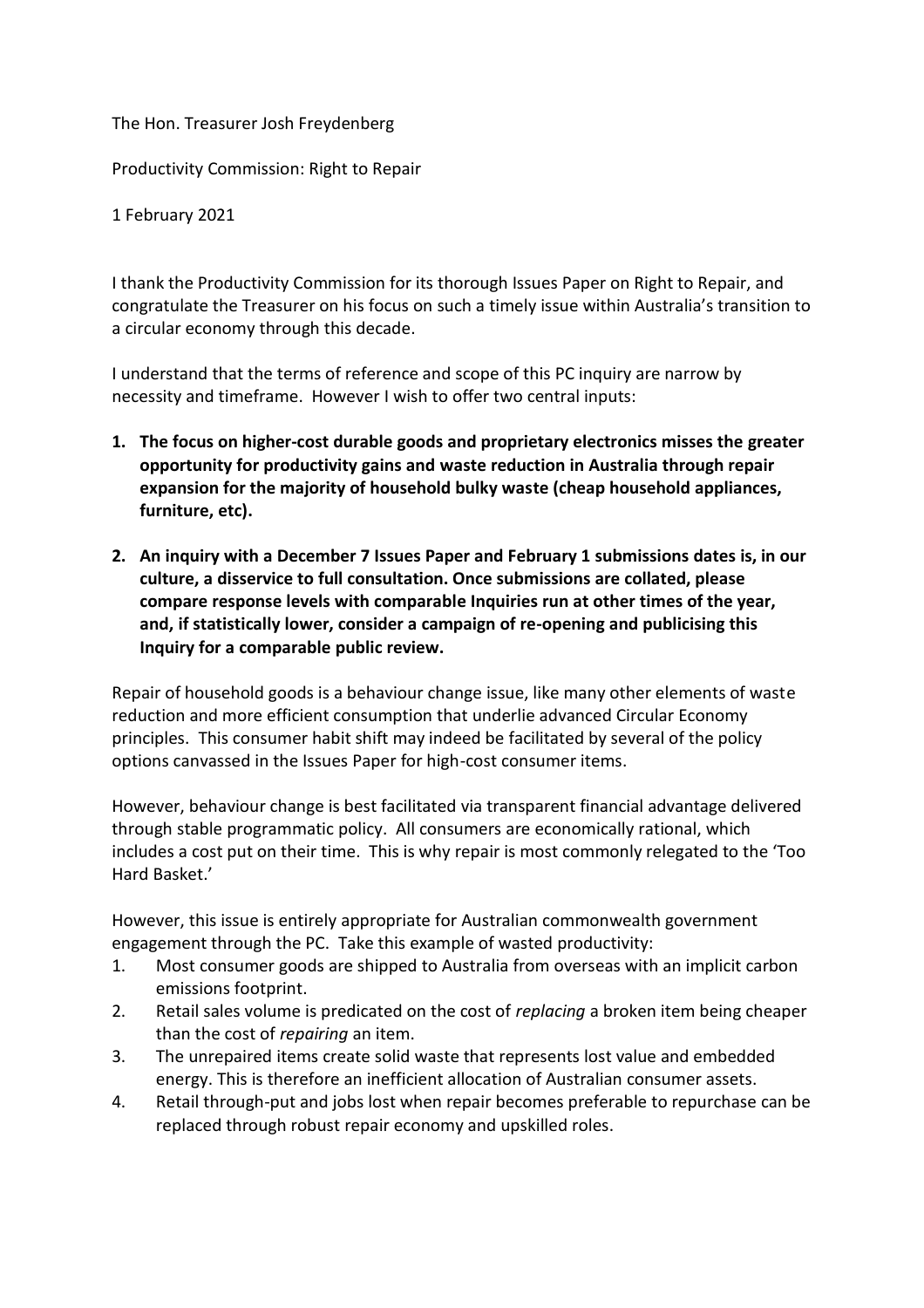The Hon. Treasurer Josh Freydenberg

Productivity Commission: Right to Repair

1 February 2021

I thank the Productivity Commission for its thorough Issues Paper on Right to Repair, and congratulate the Treasurer on his focus on such a timely issue within Australia's transition to a circular economy through this decade.

I understand that the terms of reference and scope of this PC inquiry are narrow by necessity and timeframe. However I wish to offer two central inputs:

1. **The focus on higher-cost durable goods and proprietary electronics misses the greater opportunity for productivity gains and waste reduction in Australia through repair expansion for the majority of household bulky waste (cheap household appliances, furniture, etc).**
2. **An inquiry with a December 7 Issues Paper and February 1 submissions dates is, in our culture, a disservice to full consultation. Once submissions are collated, please compare response levels with comparable Inquiries run at other times of the year, and, if statistically lower, consider a campaign of re-opening and publicising this Inquiry for a comparable public review.**

Repair of household goods is a behaviour change issue, like many other elements of waste reduction and more efficient consumption that underlie advanced Circular Economy principles. This consumer habit shift may indeed be facilitated by several of the policy options canvassed in the Issues Paper for high-cost consumer items.

However, behaviour change is best facilitated via transparent financial advantage delivered through stable programmatic policy. All consumers are economically rational, which includes a cost put on their time. This is why repair is most commonly relegated to the 'Too Hard Basket.'

However, this issue is entirely appropriate for Australian commonwealth government engagement through the PC. Take this example of wasted productivity:

1. Most consumer goods are shipped to Australia from overseas with an implicit carbon emissions footprint.
2. Retail sales volume is predicated on the cost of *replacing* a broken item being cheaper than the cost of *repairing* an item.
3. The unrepaired items create solid waste that represents lost value and embedded energy. This is therefore an inefficient allocation of Australian consumer assets.
4. Retail through-put and jobs lost when repair becomes preferable to repurchase can be replaced through robust repair economy and upskilled roles.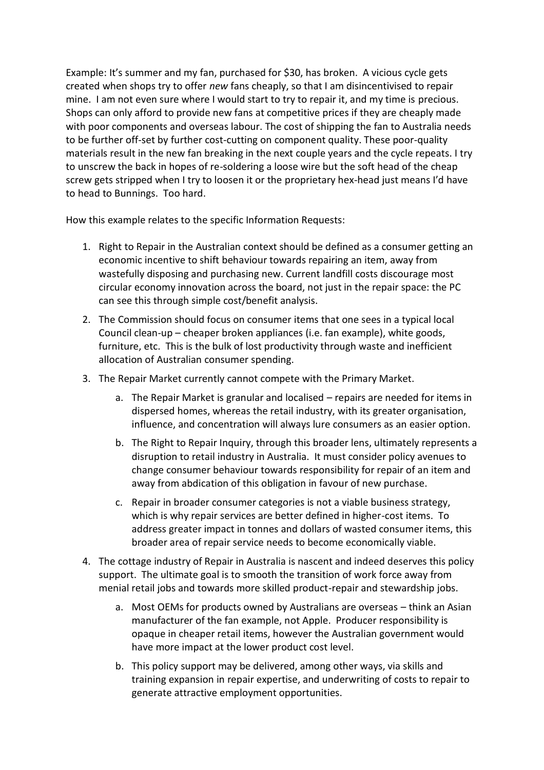Example: It's summer and my fan, purchased for $30, has broken. A vicious cycle gets created when shops try to offer *new* fans cheaply, so that I am disincentivised to repair mine. I am not even sure where I would start to try to repair it, and my time is precious. Shops can only afford to provide new fans at competitive prices if they are cheaply made with poor components and overseas labour. The cost of shipping the fan to Australia needs to be further off-set by further cost-cutting on component quality. These poor-quality materials result in the new fan breaking in the next couple years and the cycle repeats. I try to unscrew the back in hopes of re-soldering a loose wire but the soft head of the cheap screw gets stripped when I try to loosen it or the proprietary hex-head just means I'd have to head to Bunnings. Too hard.

How this example relates to the specific Information Requests:

1. Right to Repair in the Australian context should be defined as a consumer getting an economic incentive to shift behaviour towards repairing an item, away from wastefully disposing and purchasing new. Current landfill costs discourage most circular economy innovation across the board, not just in the repair space: the PC can see this through simple cost/benefit analysis.
2. The Commission should focus on consumer items that one sees in a typical local Council clean-up – cheaper broken appliances (i.e. fan example), white goods, furniture, etc. This is the bulk of lost productivity through waste and inefficient allocation of Australian consumer spending.
3. The Repair Market currently cannot compete with the Primary Market.
   a. The Repair Market is granular and localised – repairs are needed for items in dispersed homes, whereas the retail industry, with its greater organisation, influence, and concentration will always lure consumers as an easier option.
   b. The Right to Repair Inquiry, through this broader lens, ultimately represents a disruption to retail industry in Australia. It must consider policy avenues to change consumer behaviour towards responsibility for repair of an item and away from abdication of this obligation in favour of new purchase.
   c. Repair in broader consumer categories is not a viable business strategy, which is why repair services are better defined in higher-cost items. To address greater impact in tonnes and dollars of wasted consumer items, this broader area of repair service needs to become economically viable.
4. The cottage industry of Repair in Australia is nascent and indeed deserves this policy support. The ultimate goal is to smooth the transition of work force away from menial retail jobs and towards more skilled product-repair and stewardship jobs.
   a. Most OEMs for products owned by Australians are overseas – think an Asian manufacturer of the fan example, not Apple. Producer responsibility is opaque in cheaper retail items, however the Australian government would have more impact at the lower product cost level.
   b. This policy support may be delivered, among other ways, via skills and training expansion in repair expertise, and underwriting of costs to repair to generate attractive employment opportunities.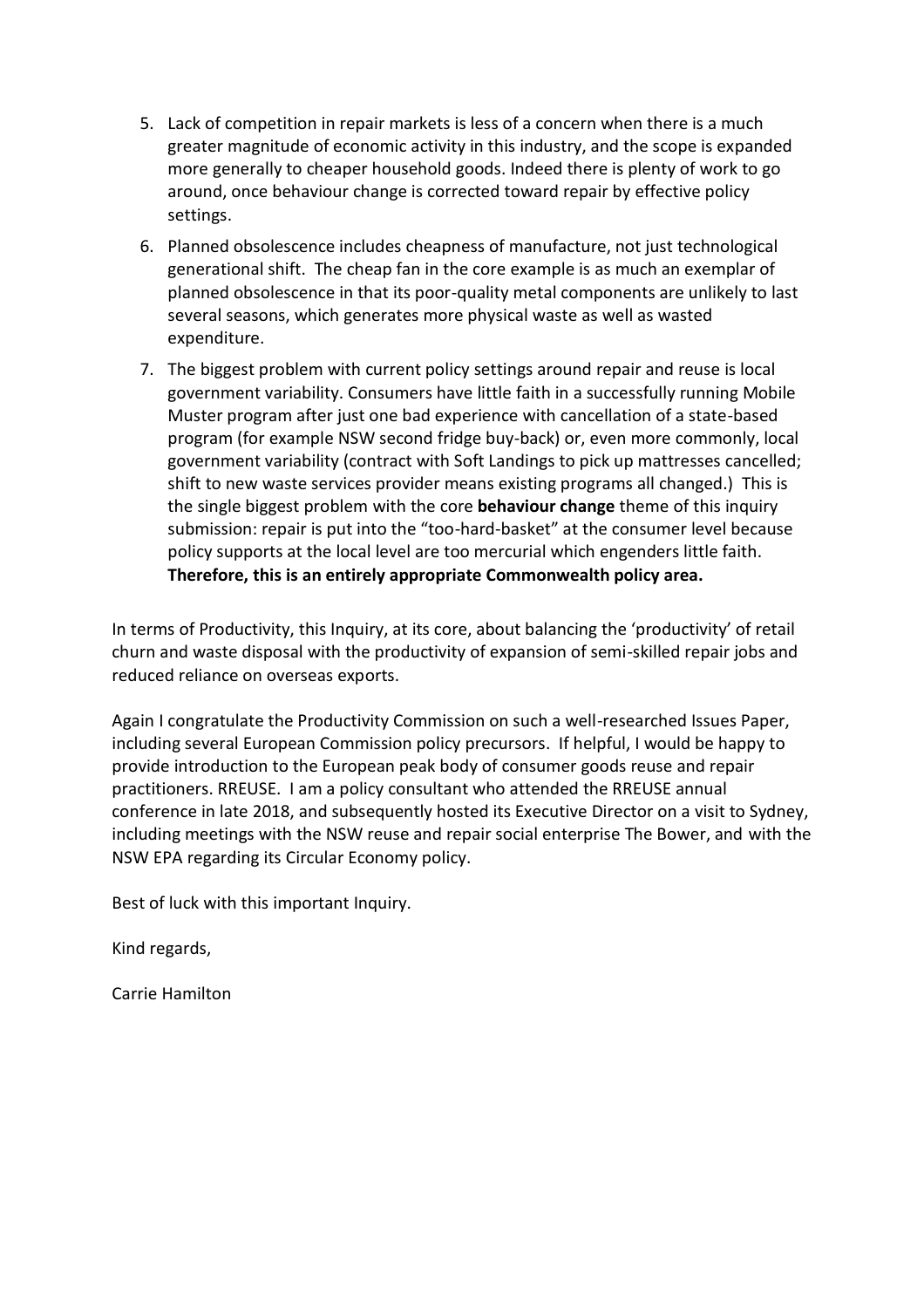5. Lack of competition in repair markets is less of a concern when there is a much greater magnitude of economic activity in this industry, and the scope is expanded more generally to cheaper household goods. Indeed there is plenty of work to go around, once behaviour change is corrected toward repair by effective policy settings.
6. Planned obsolescence includes cheapness of manufacture, not just technological generational shift. The cheap fan in the core example is as much an exemplar of planned obsolescence in that its poor-quality metal components are unlikely to last several seasons, which generates more physical waste as well as wasted expenditure.
7. The biggest problem with current policy settings around repair and reuse is local government variability. Consumers have little faith in a successfully running Mobile Muster program after just one bad experience with cancellation of a state-based program (for example NSW second fridge buy-back) or, even more commonly, local government variability (contract with Soft Landings to pick up mattresses cancelled; shift to new waste services provider means existing programs all changed.) This is the single biggest problem with the core **behaviour change** theme of this inquiry submission: repair is put into the "too-hard-basket" at the consumer level because policy supports at the local level are too mercurial which engenders little faith. **Therefore, this is an entirely appropriate Commonwealth policy area.**

In terms of Productivity, this Inquiry, at its core, about balancing the 'productivity' of retail churn and waste disposal with the productivity of expansion of semi-skilled repair jobs and reduced reliance on overseas exports.

Again I congratulate the Productivity Commission on such a well-researched Issues Paper, including several European Commission policy precursors. If helpful, I would be happy to provide introduction to the European peak body of consumer goods reuse and repair practitioners. RREUSE. I am a policy consultant who attended the RREUSE annual conference in late 2018, and subsequently hosted its Executive Director on a visit to Sydney, including meetings with the NSW reuse and repair social enterprise The Bower, and with the NSW EPA regarding its Circular Economy policy.

Best of luck with this important Inquiry.

Kind regards,

Carrie Hamilton